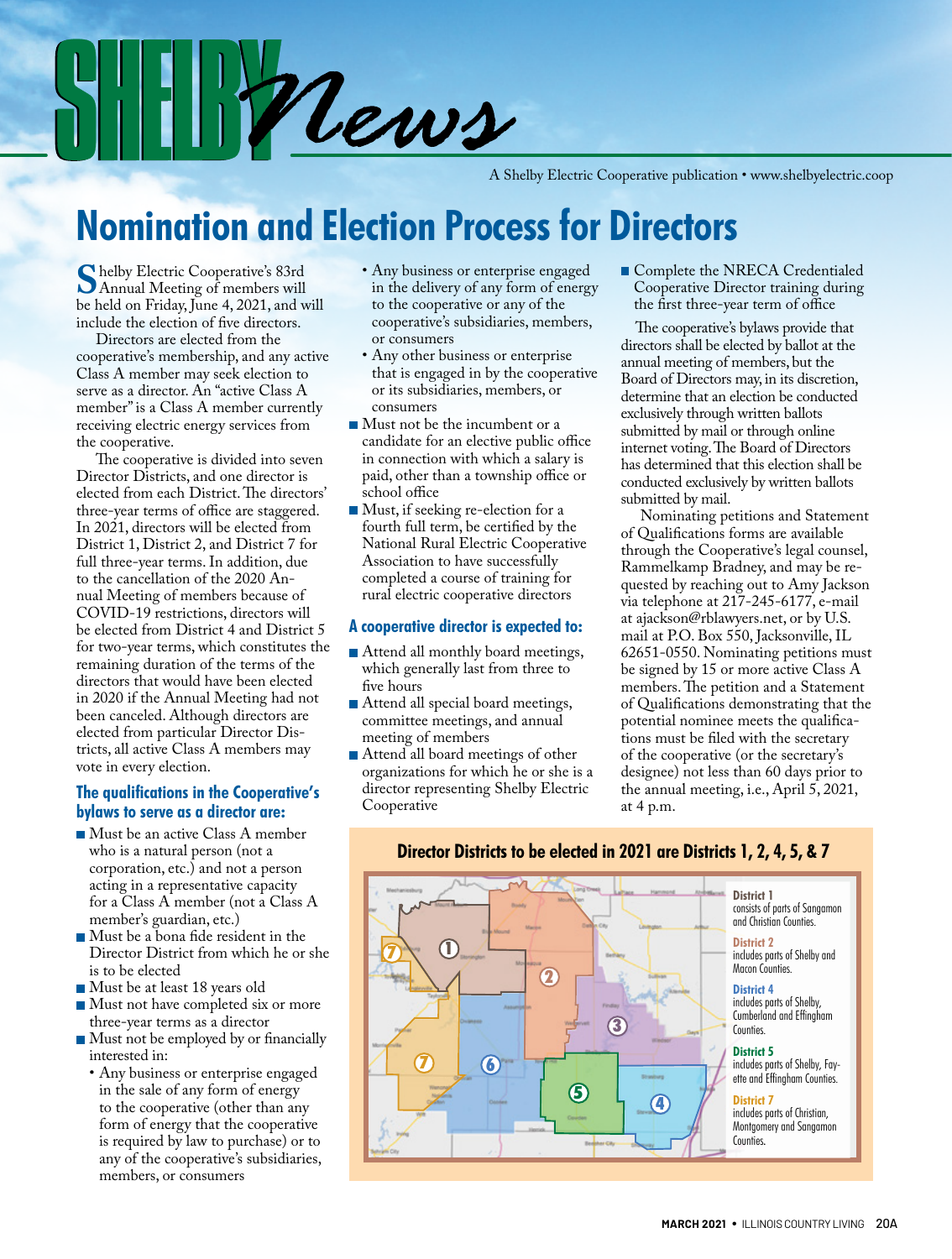# SHELBY News

A Shelby Electric Cooperative publication • www.shelbyelectric.coop

## Nomination and Election Process for Directors

Shelby Electric Cooperative's 83rd Annual Meeting of members will be held on Friday, June 4, 2021, and will include the election of five directors.

Directors are elected from the cooperative's membership, and any active Class A member may seek election to serve as a director. An "active Class A member" is a Class A member currently receiving electric energy services from the cooperative.

The cooperative is divided into seven Director Districts, and one director is elected from each District. The directors' three-year terms of office are staggered. In 2021, directors will be elected from District 1, District 2, and District 7 for full three-year terms. In addition, due to the cancellation of the 2020 Annual Meeting of members because of COVID-19 restrictions, directors will be elected from District 4 and District 5 for two-year terms, which constitutes the remaining duration of the terms of the directors that would have been elected in 2020 if the Annual Meeting had not been canceled. Although directors are elected from particular Director Districts, all active Class A members may vote in every election.

### The qualifications in the Cooperative's bylaws to serve as a director are:

- Must be an active Class A member who is a natural person (not a corporation, etc.) and not a person acting in a representative capacity for a Class A member (not a Class A member's guardian, etc.)
- Must be a bona fide resident in the Director District from which he or she is to be elected
- Must be at least 18 years old
- Must not have completed six or more three-year terms as a director
- Must not be employed by or financially interested in:
  - Any business or enterprise engaged in the sale of any form of energy to the cooperative (other than any form of energy that the cooperative is required by law to purchase) or to any of the cooperative's subsidiaries, members, or consumers
  - Any business or enterprise engaged in the delivery of any form of energy to the cooperative or any of the cooperative's subsidiaries, members, or consumers
  - Any other business or enterprise that is engaged in by the cooperative or its subsidiaries, members, or consumers
- Must not be the incumbent or a candidate for an elective public office in connection with which a salary is paid, other than a township office or school office
- Must, if seeking re-election for a fourth full term, be certified by the National Rural Electric Cooperative Association to have successfully completed a course of training for rural electric cooperative directors

### A cooperative director is expected to:

- Attend all monthly board meetings, which generally last from three to five hours
- Attend all special board meetings, committee meetings, and annual meeting of members
- Attend all board meetings of other organizations for which he or she is a director representing Shelby Electric Cooperative
- Complete the NRECA Credentialed Cooperative Director training during the first three-year term of office

The cooperative's bylaws provide that directors shall be elected by ballot at the annual meeting of members, but the Board of Directors may, in its discretion, determine that an election be conducted exclusively through written ballots submitted by mail or through online internet voting. The Board of Directors has determined that this election shall be conducted exclusively by written ballots submitted by mail.

Nominating petitions and Statement of Qualifications forms are available through the Cooperative's legal counsel, Rammelkamp Bradney, and may be requested by reaching out to Amy Jackson via telephone at 217-245-6177, e-mail at ajackson@rblawyers.net, or by U.S. mail at P.O. Box 550, Jacksonville, IL 62651-0550. Nominating petitions must be signed by 15 or more active Class A members. The petition and a Statement of Qualifications demonstrating that the potential nominee meets the qualifications must be filed with the secretary of the cooperative (or the secretary's designee) not less than 60 days prior to the annual meeting, i.e., April 5, 2021, at 4 p.m.

### Director Districts to be elected in 2021 are Districts 1, 2, 4, 5, & 7

**District 1** consists of parts of Sangamon and Christian Counties.

**District 2** includes parts of Shelby and Macon Counties.

**District 4** includes parts of Shelby, Cumberland and Effingham Counties.

**District 5** includes parts of Shelby, Fayette and Effingham Counties.

**District 7** includes parts of Christian, Montgomery and Sangamon Counties.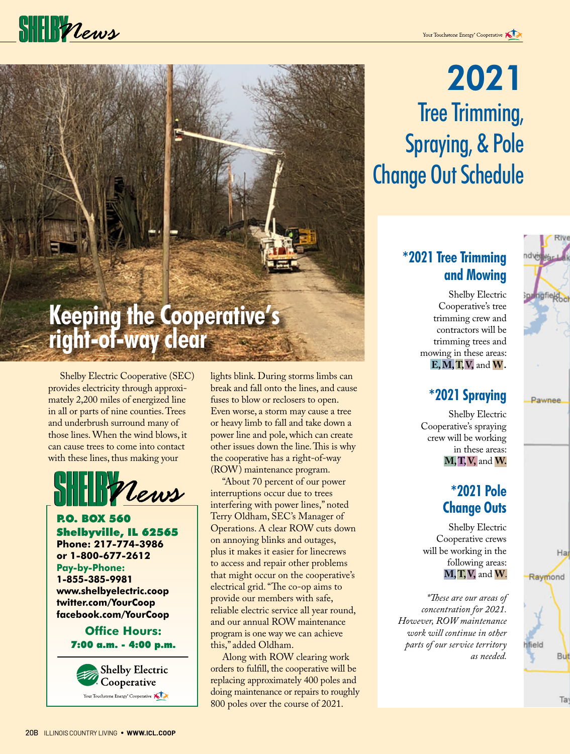# 2021 Tree Trimming, Spraying, & Pole Change Out Schedule

## Keeping the Cooperative's right-of-way clear

Shelby Electric Cooperative (SEC) provides electricity through approximately 2,200 miles of energized line in all or parts of nine counties. Trees and underbrush surround many of those lines. When the wind blows, it can cause trees to come into contact with these lines, thus making your lights blink. During storms limbs can break and fall onto the lines, and cause fuses to blow or reclosers to open. Even worse, a storm may cause a tree or heavy limb to fall and take down a power line and pole, which can create other issues down the line. This is why the cooperative has a right-of-way (ROW) maintenance program.

"About 70 percent of our power interruptions occur due to trees interfering with power lines," noted Terry Oldham, SEC's Manager of Operations. A clear ROW cuts down on annoying blinks and outages, plus it makes it easier for linecrews to access and repair other problems that might occur on the cooperative's electrical grid. "The co-op aims to provide our members with safe, reliable electric service all year round, and our annual ROW maintenance program is one way we can achieve this," added Oldham.

Along with ROW clearing work orders to fulfill, the cooperative will be replacing approximately 400 poles and doing maintenance or repairs to roughly 800 poles over the course of 2021.

### *2021 Tree Trimming and Mowing

Shelby Electric Cooperative's tree trimming crew and contractors will be trimming trees and mowing in these areas: **E, M, T, V,** and **W**.

### *2021 Spraying

Shelby Electric Cooperative's spraying crew will be working in these areas: **M, T, V,** and **W.**

### *2021 Pole Change Outs

Shelby Electric Cooperative crews will be working in the following areas: **M, T, V,** and **W.**

*\*These are our areas of concentration for 2021. However, ROW maintenance work will continue in other parts of our service territory as needed.*

---

**SHELBY News**

**P.O. BOX 560**
**Shelbyville, IL 62565**
**Phone: 217-774-3986**
**or 1-800-677-2612**
**Pay-by-Phone:**
**1-855-385-9981**
**www.shelbyelectric.coop**
**twitter.com/YourCoop**
**facebook.com/YourCoop**

**Office Hours:**
**7:00 a.m. - 4:00 p.m.**

Shelby Electric Cooperative
Your Touchstone Energy® Cooperative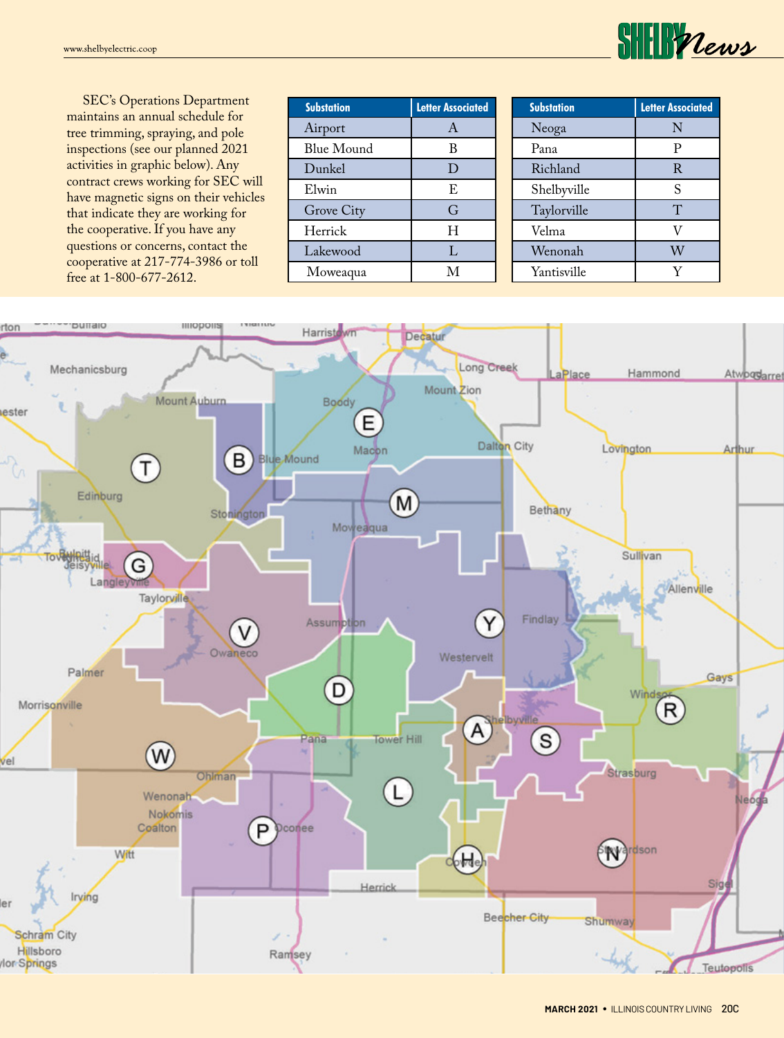SEC's Operations Department maintains an annual schedule for tree trimming, spraying, and pole inspections (see our planned 2021 activities in graphic below). Any contract crews working for SEC will have magnetic signs on their vehicles that indicate they are working for the cooperative. If you have any questions or concerns, contact the cooperative at 217-774-3986 or toll free at 1-800-677-2612.

| Substation | Letter Associated |
|---|---|
| Airport | A |
| Blue Mound | B |
| Dunkel | D |
| Elwin | E |
| Grove City | G |
| Herrick | H |
| Lakewood | L |
| Moweaqua | M |

| Substation | Letter Associated |
|---|---|
| Neoga | N |
| Pana | P |
| Richland | R |
| Shelbyville | S |
| Taylorville | T |
| Velma | V |
| Wenonah | W |
| Yantisville | Y |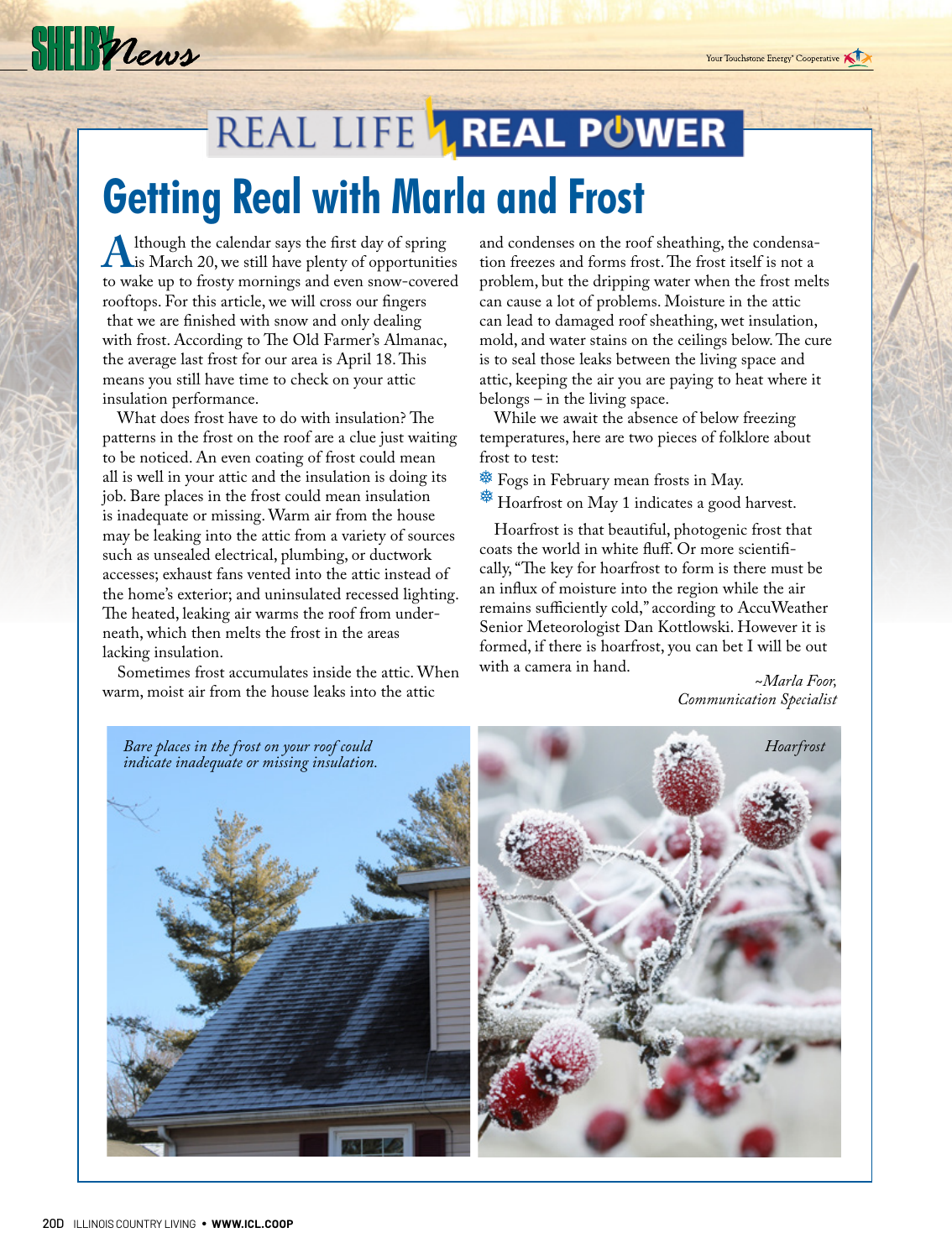REAL LIFE REAL POWER

# Getting Real with Marla and Frost

Although the calendar says the first day of spring is March 20, we still have plenty of opportunities to wake up to frosty mornings and even snow-covered rooftops. For this article, we will cross our fingers that we are finished with snow and only dealing with frost. According to The Old Farmer's Almanac, the average last frost for our area is April 18. This means you still have time to check on your attic insulation performance.

What does frost have to do with insulation? The patterns in the frost on the roof are a clue just waiting to be noticed. An even coating of frost could mean all is well in your attic and the insulation is doing its job. Bare places in the frost could mean insulation is inadequate or missing. Warm air from the house may be leaking into the attic from a variety of sources such as unsealed electrical, plumbing, or ductwork accesses; exhaust fans vented into the attic instead of the home's exterior; and uninsulated recessed lighting. The heated, leaking air warms the roof from underneath, which then melts the frost in the areas lacking insulation.

Sometimes frost accumulates inside the attic. When warm, moist air from the house leaks into the attic and condenses on the roof sheathing, the condensation freezes and forms frost. The frost itself is not a problem, but the dripping water when the frost melts can cause a lot of problems. Moisture in the attic can lead to damaged roof sheathing, wet insulation, mold, and water stains on the ceilings below. The cure is to seal those leaks between the living space and attic, keeping the air you are paying to heat where it belongs – in the living space.

While we await the absence of below freezing temperatures, here are two pieces of folklore about frost to test:

- Fogs in February mean frosts in May.
- Hoarfrost on May 1 indicates a good harvest.

Hoarfrost is that beautiful, photogenic frost that coats the world in white fluff. Or more scientifically, "The key for hoarfrost to form is there must be an influx of moisture into the region while the air remains sufficiently cold," according to AccuWeather Senior Meteorologist Dan Kottlowski. However it is formed, if there is hoarfrost, you can bet I will be out with a camera in hand.

*~Marla Foor, Communication Specialist*

*Bare places in the frost on your roof could indicate inadequate or missing insulation.*

*Hoarfrost*